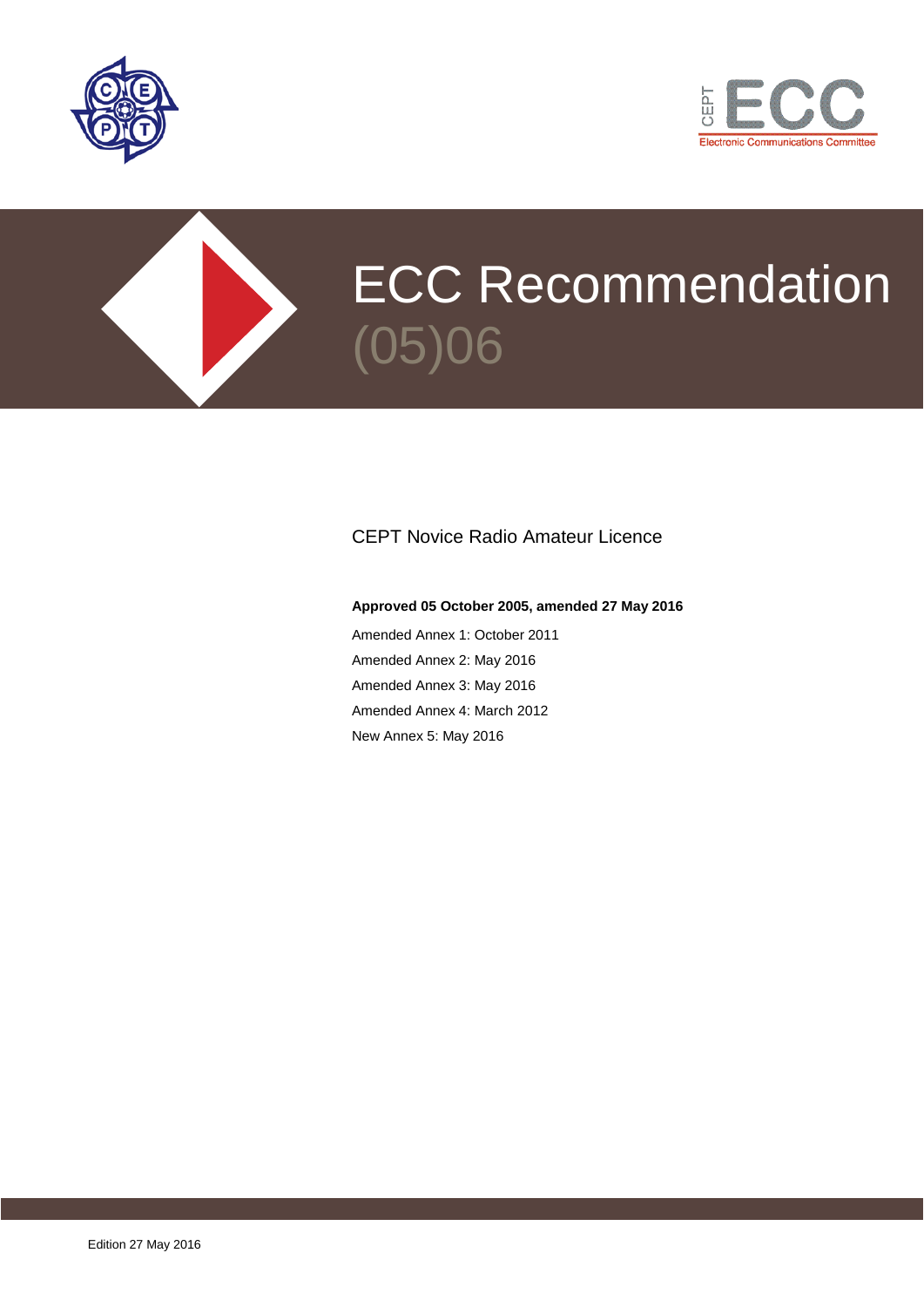# ECC Recommendation (05)06

CEPT Novice Radio Amateur Licence

**Approved 05 October 2005, amended 27 May 2016**

Amended Annex 1: October 2011

Amended Annex 2: May 2016

Amended Annex 3: May 2016

Amended Annex 4: March 2012

New Annex 5: May 2016

Edition 27 May 2016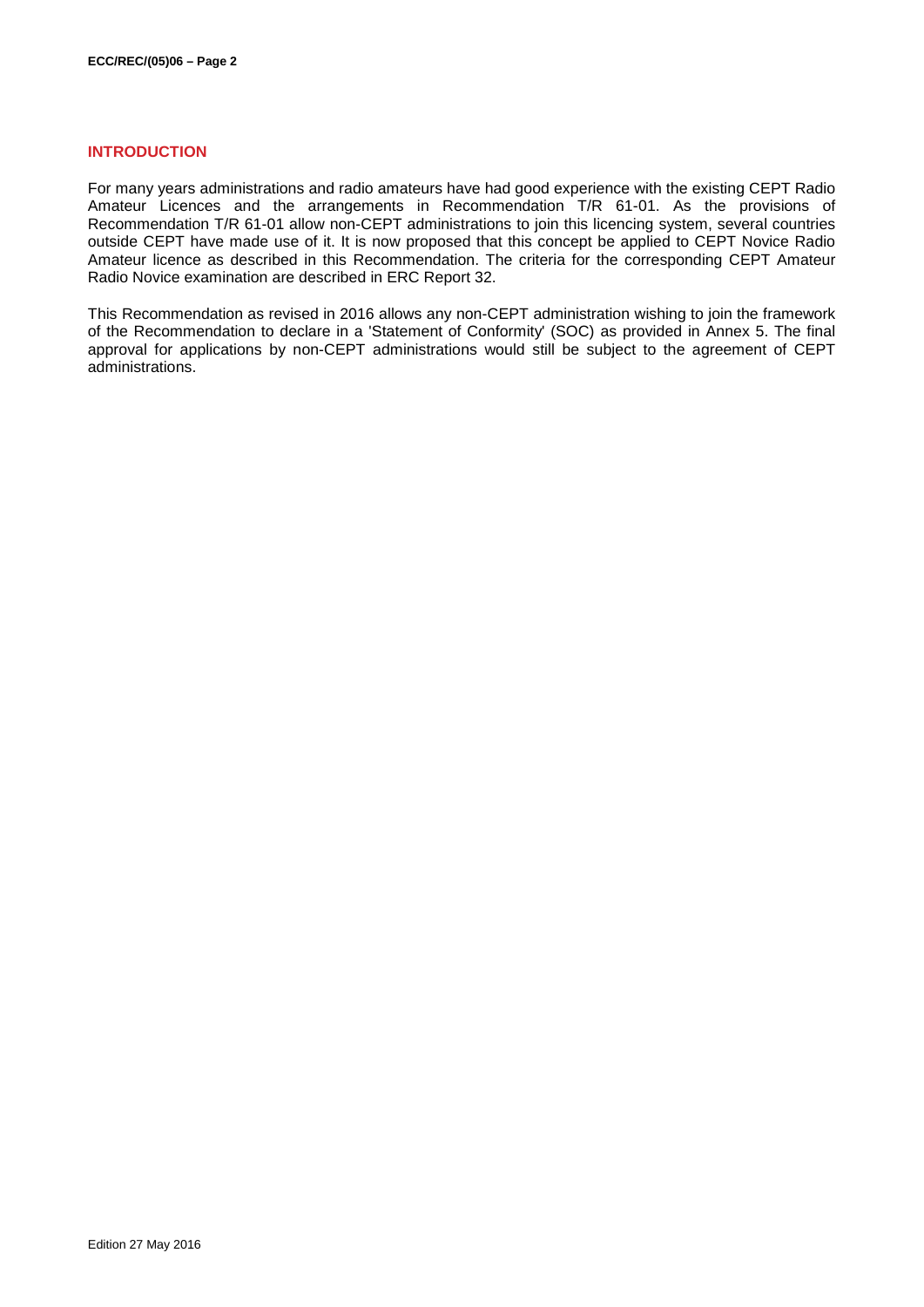## INTRODUCTION

For many years administrations and radio amateurs have had good experience with the existing CEPT Radio Amateur Licences and the arrangements in Recommendation T/R 61-01. As the provisions of Recommendation T/R 61-01 allow non-CEPT administrations to join this licencing system, several countries outside CEPT have made use of it. It is now proposed that this concept be applied to CEPT Novice Radio Amateur licence as described in this Recommendation. The criteria for the corresponding CEPT Amateur Radio Novice examination are described in ERC Report 32.

This Recommendation as revised in 2016 allows any non-CEPT administration wishing to join the framework of the Recommendation to declare in a 'Statement of Conformity' (SOC) as provided in Annex 5. The final approval for applications by non-CEPT administrations would still be subject to the agreement of CEPT administrations.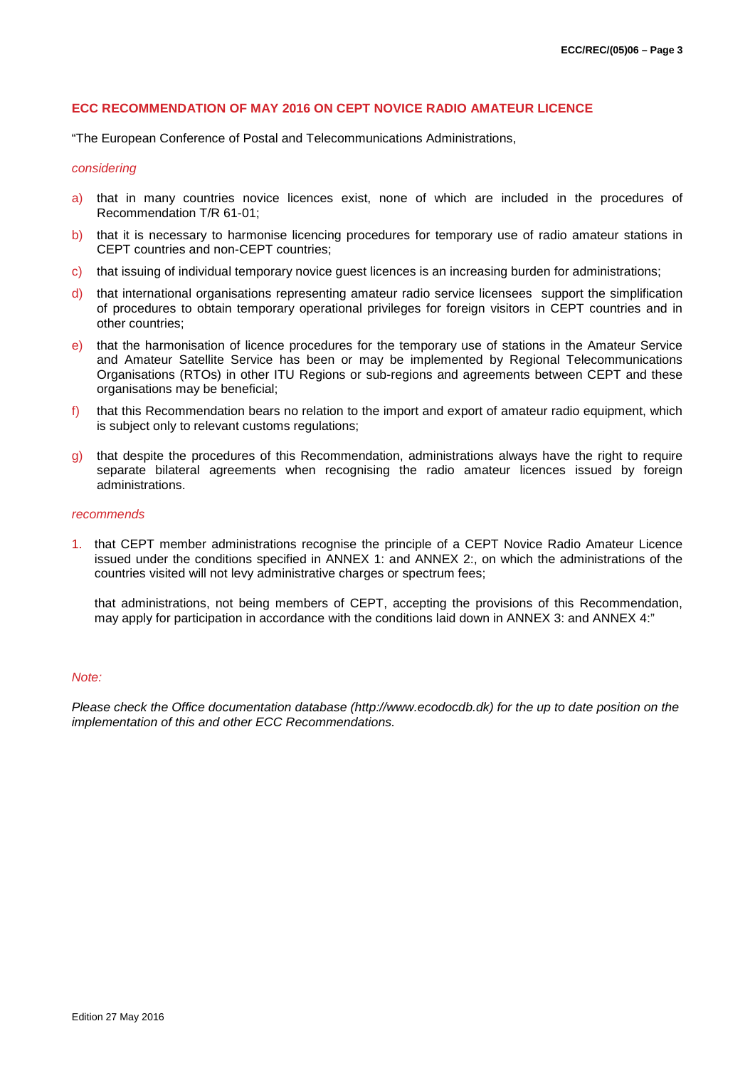## ECC RECOMMENDATION OF MAY 2016 ON CEPT NOVICE RADIO AMATEUR LICENCE

"The European Conference of Postal and Telecommunications Administrations,

*considering*

a) that in many countries novice licences exist, none of which are included in the procedures of Recommendation T/R 61-01;

b) that it is necessary to harmonise licencing procedures for temporary use of radio amateur stations in CEPT countries and non-CEPT countries;

c) that issuing of individual temporary novice guest licences is an increasing burden for administrations;

d) that international organisations representing amateur radio service licensees support the simplification of procedures to obtain temporary operational privileges for foreign visitors in CEPT countries and in other countries;

e) that the harmonisation of licence procedures for the temporary use of stations in the Amateur Service and Amateur Satellite Service has been or may be implemented by Regional Telecommunications Organisations (RTOs) in other ITU Regions or sub-regions and agreements between CEPT and these organisations may be beneficial;

f) that this Recommendation bears no relation to the import and export of amateur radio equipment, which is subject only to relevant customs regulations;

g) that despite the procedures of this Recommendation, administrations always have the right to require separate bilateral agreements when recognising the radio amateur licences issued by foreign administrations.

*recommends*

1. that CEPT member administrations recognise the principle of a CEPT Novice Radio Amateur Licence issued under the conditions specified in ANNEX 1: and ANNEX 2:, on which the administrations of the countries visited will not levy administrative charges or spectrum fees;

   that administrations, not being members of CEPT, accepting the provisions of this Recommendation, may apply for participation in accordance with the conditions laid down in ANNEX 3: and ANNEX 4:"

*Note:*

*Please check the Office documentation database (http://www.ecodocdb.dk) for the up to date position on the implementation of this and other ECC Recommendations.*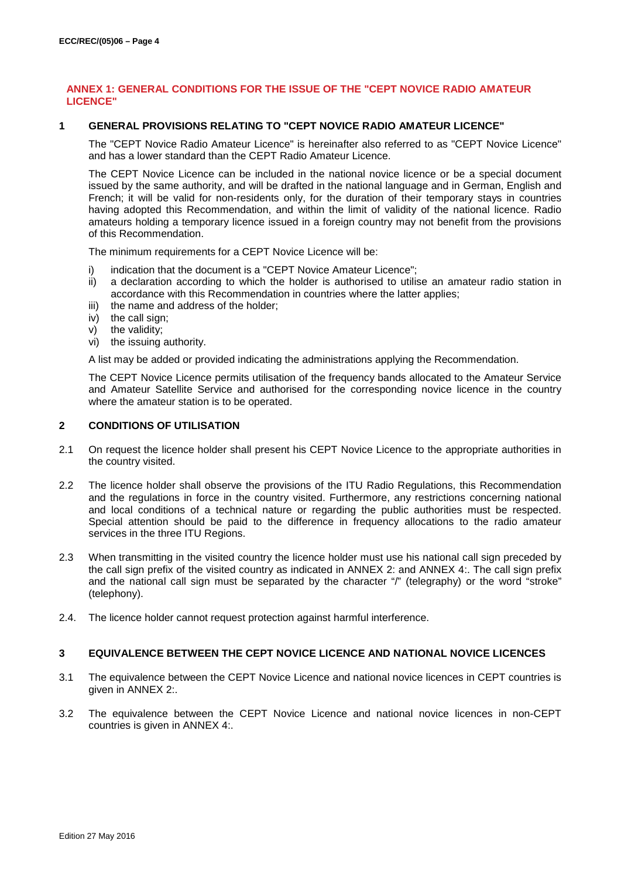## ANNEX 1: GENERAL CONDITIONS FOR THE ISSUE OF THE "CEPT NOVICE RADIO AMATEUR LICENCE"

### 1 GENERAL PROVISIONS RELATING TO "CEPT NOVICE RADIO AMATEUR LICENCE"

The "CEPT Novice Radio Amateur Licence" is hereinafter also referred to as "CEPT Novice Licence" and has a lower standard than the CEPT Radio Amateur Licence.

The CEPT Novice Licence can be included in the national novice licence or be a special document issued by the same authority, and will be drafted in the national language and in German, English and French; it will be valid for non-residents only, for the duration of their temporary stays in countries having adopted this Recommendation, and within the limit of validity of the national licence. Radio amateurs holding a temporary licence issued in a foreign country may not benefit from the provisions of this Recommendation.

The minimum requirements for a CEPT Novice Licence will be:

i) indication that the document is a "CEPT Novice Amateur Licence";
ii) a declaration according to which the holder is authorised to utilise an amateur radio station in accordance with this Recommendation in countries where the latter applies;
iii) the name and address of the holder;
iv) the call sign;
v) the validity;
vi) the issuing authority.

A list may be added or provided indicating the administrations applying the Recommendation.

The CEPT Novice Licence permits utilisation of the frequency bands allocated to the Amateur Service and Amateur Satellite Service and authorised for the corresponding novice licence in the country where the amateur station is to be operated.

### 2 CONDITIONS OF UTILISATION

2.1 On request the licence holder shall present his CEPT Novice Licence to the appropriate authorities in the country visited.

2.2 The licence holder shall observe the provisions of the ITU Radio Regulations, this Recommendation and the regulations in force in the country visited. Furthermore, any restrictions concerning national and local conditions of a technical nature or regarding the public authorities must be respected. Special attention should be paid to the difference in frequency allocations to the radio amateur services in the three ITU Regions.

2.3 When transmitting in the visited country the licence holder must use his national call sign preceded by the call sign prefix of the visited country as indicated in ANNEX 2: and ANNEX 4:. The call sign prefix and the national call sign must be separated by the character "/" (telegraphy) or the word "stroke" (telephony).

2.4. The licence holder cannot request protection against harmful interference.

### 3 EQUIVALENCE BETWEEN THE CEPT NOVICE LICENCE AND NATIONAL NOVICE LICENCES

3.1 The equivalence between the CEPT Novice Licence and national novice licences in CEPT countries is given in ANNEX 2:.

3.2 The equivalence between the CEPT Novice Licence and national novice licences in non-CEPT countries is given in ANNEX 4:.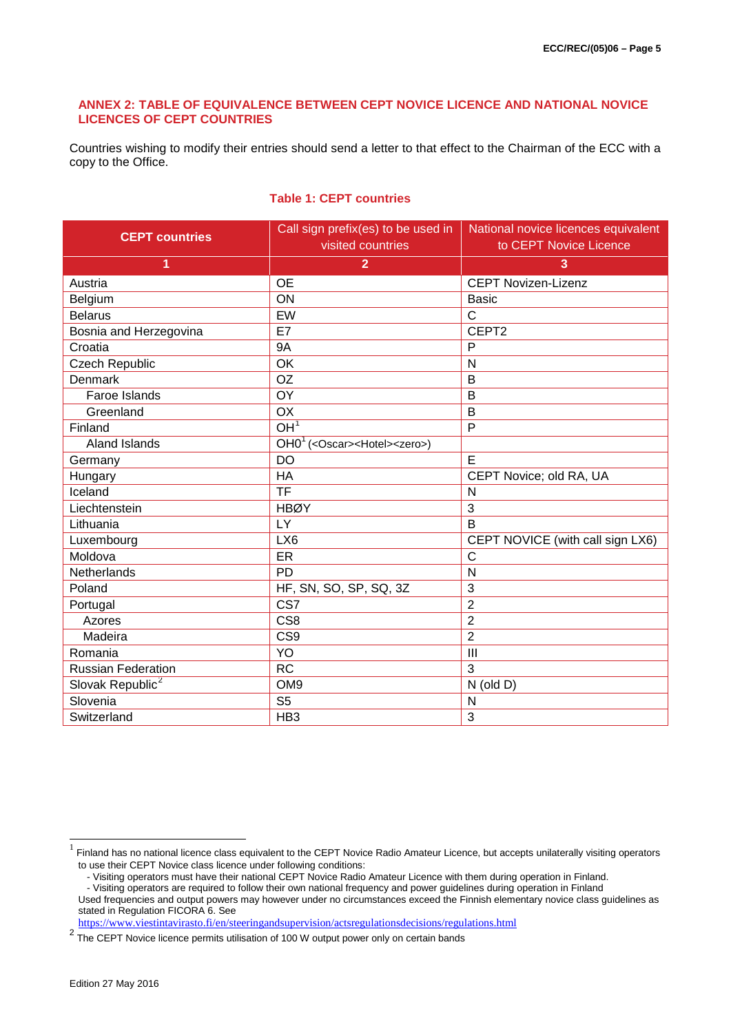## ANNEX 2: TABLE OF EQUIVALENCE BETWEEN CEPT NOVICE LICENCE AND NATIONAL NOVICE LICENCES OF CEPT COUNTRIES

Countries wishing to modify their entries should send a letter to that effect to the Chairman of the ECC with a copy to the Office.

### Table 1: CEPT countries

| CEPT countries | Call sign prefix(es) to be used in visited countries | National novice licences equivalent to CEPT Novice Licence |
|---|---|---|
| 1 | 2 | 3 |
| Austria | OE | CEPT Novizen-Lizenz |
| Belgium | ON | Basic |
| Belarus | EW | C |
| Bosnia and Herzegovina | E7 | CEPT2 |
| Croatia | 9A | P |
| Czech Republic | OK | N |
| Denmark | OZ | B |
| Faroe Islands | OY | B |
| Greenland | OX | B |
| Finland | OH[1] | P |
| Aland Islands | OH0[1] (<Oscar><Hotel><zero>) | |
| Germany | DO | E |
| Hungary | HA | CEPT Novice; old RA, UA |
| Iceland | TF | N |
| Liechtenstein | HBØY | 3 |
| Lithuania | LY | B |
| Luxembourg | LX6 | CEPT NOVICE (with call sign LX6) |
| Moldova | ER | C |
| Netherlands | PD | N |
| Poland | HF, SN, SO, SP, SQ, 3Z | 3 |
| Portugal | CS7 | 2 |
| Azores | CS8 | 2 |
| Madeira | CS9 | 2 |
| Romania | YO | III |
| Russian Federation | RC | 3 |
| Slovak Republic[2] | OM9 | N (old D) |
| Slovenia | S5 | N |
| Switzerland | HB3 | 3 |

[1] Finland has no national licence class equivalent to the CEPT Novice Radio Amateur Licence, but accepts unilaterally visiting operators to use their CEPT Novice class licence under following conditions:
- Visiting operators must have their national CEPT Novice Radio Amateur Licence with them during operation in Finland.
- Visiting operators are required to follow their own national frequency and power guidelines during operation in Finland.

Used frequencies and output powers may however under no circumstances exceed the Finnish elementary novice class guidelines as stated in Regulation FICORA 6. See https://www.viestintavirasto.fi/en/steeringandsupervision/actsregulationsdecisions/regulations.html

[2] The CEPT Novice licence permits utilisation of 100 W output power only on certain bands

Edition 27 May 2016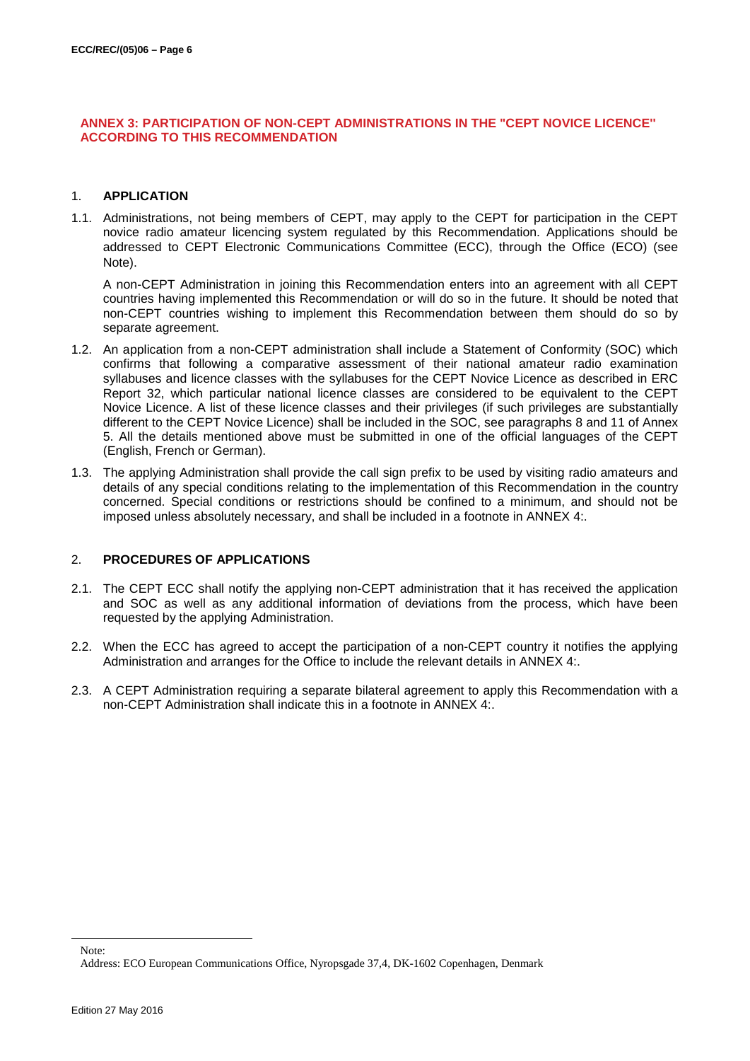## ANNEX 3: PARTICIPATION OF NON-CEPT ADMINISTRATIONS IN THE "CEPT NOVICE LICENCE" ACCORDING TO THIS RECOMMENDATION

### 1. APPLICATION

1.1. Administrations, not being members of CEPT, may apply to the CEPT for participation in the CEPT novice radio amateur licencing system regulated by this Recommendation. Applications should be addressed to CEPT Electronic Communications Committee (ECC), through the Office (ECO) (see Note).

A non-CEPT Administration in joining this Recommendation enters into an agreement with all CEPT countries having implemented this Recommendation or will do so in the future. It should be noted that non-CEPT countries wishing to implement this Recommendation between them should do so by separate agreement.

1.2. An application from a non-CEPT administration shall include a Statement of Conformity (SOC) which confirms that following a comparative assessment of their national amateur radio examination syllabuses and licence classes with the syllabuses for the CEPT Novice Licence as described in ERC Report 32, which particular national licence classes are considered to be equivalent to the CEPT Novice Licence. A list of these licence classes and their privileges (if such privileges are substantially different to the CEPT Novice Licence) shall be included in the SOC, see paragraphs 8 and 11 of Annex 5. All the details mentioned above must be submitted in one of the official languages of the CEPT (English, French or German).

1.3. The applying Administration shall provide the call sign prefix to be used by visiting radio amateurs and details of any special conditions relating to the implementation of this Recommendation in the country concerned. Special conditions or restrictions should be confined to a minimum, and should not be imposed unless absolutely necessary, and shall be included in a footnote in ANNEX 4:.

### 2. PROCEDURES OF APPLICATIONS

2.1. The CEPT ECC shall notify the applying non-CEPT administration that it has received the application and SOC as well as any additional information of deviations from the process, which have been requested by the applying Administration.

2.2. When the ECC has agreed to accept the participation of a non-CEPT country it notifies the applying Administration and arranges for the Office to include the relevant details in ANNEX 4:.

2.3. A CEPT Administration requiring a separate bilateral agreement to apply this Recommendation with a non-CEPT Administration shall indicate this in a footnote in ANNEX 4:.

---

Note:
Address: ECO European Communications Office, Nyropsgade 37,4, DK-1602 Copenhagen, Denmark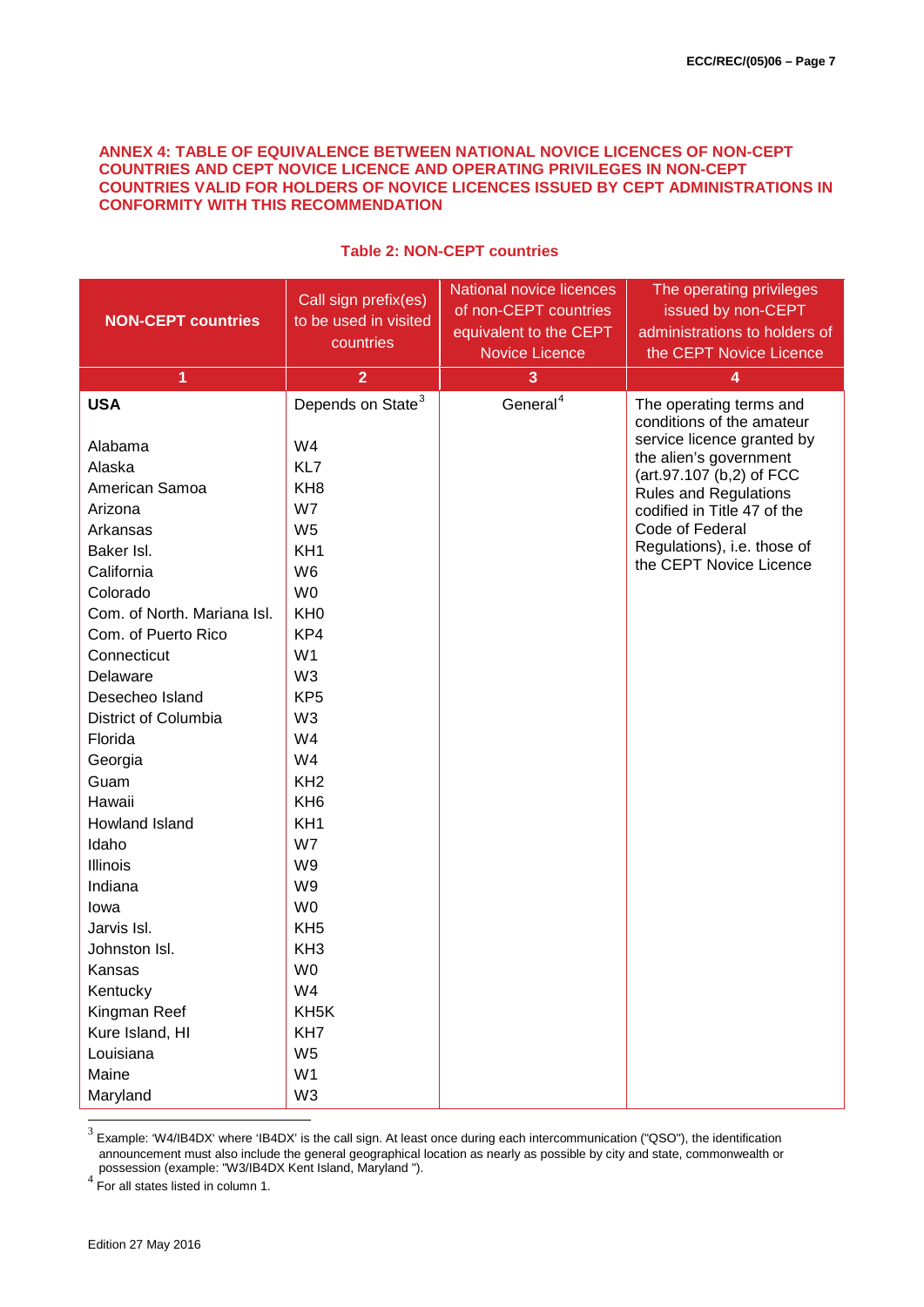**ANNEX 4: TABLE OF EQUIVALENCE BETWEEN NATIONAL NOVICE LICENCES OF NON-CEPT COUNTRIES AND CEPT NOVICE LICENCE AND OPERATING PRIVILEGES IN NON-CEPT COUNTRIES VALID FOR HOLDERS OF NOVICE LICENCES ISSUED BY CEPT ADMINISTRATIONS IN CONFORMITY WITH THIS RECOMMENDATION**

**Table 2: NON-CEPT countries**

| NON-CEPT countries | Call sign prefix(es) to be used in visited countries | National novice licences of non-CEPT countries equivalent to the CEPT Novice Licence | The operating privileges issued by non-CEPT administrations to holders of the CEPT Novice Licence |
|---|---|---|---|
| 1 | 2 | 3 | 4 |
| **USA** | Depends on State[3] | General[4] | The operating terms and conditions of the amateur service licence granted by the alien's government (art.97.107 (b,2) of FCC Rules and Regulations codified in Title 47 of the Code of Federal Regulations), i.e. those of the CEPT Novice Licence |
| Alabama | W4 | | |
| Alaska | KL7 | | |
| American Samoa | KH8 | | |
| Arizona | W7 | | |
| Arkansas | W5 | | |
| Baker Isl. | KH1 | | |
| California | W6 | | |
| Colorado | W0 | | |
| Com. of North. Mariana Isl. | KH0 | | |
| Com. of Puerto Rico | KP4 | | |
| Connecticut | W1 | | |
| Delaware | W3 | | |
| Desecheo Island | KP5 | | |
| District of Columbia | W3 | | |
| Florida | W4 | | |
| Georgia | W4 | | |
| Guam | KH2 | | |
| Hawaii | KH6 | | |
| Howland Island | KH1 | | |
| Idaho | W7 | | |
| Illinois | W9 | | |
| Indiana | W9 | | |
| Iowa | W0 | | |
| Jarvis Isl. | KH5 | | |
| Johnston Isl. | KH3 | | |
| Kansas | W0 | | |
| Kentucky | W4 | | |
| Kingman Reef | KH5K | | |
| Kure Island, HI | KH7 | | |
| Louisiana | W5 | | |
| Maine | W1 | | |
| Maryland | W3 | | |

[3] Example: 'W4/IB4DX' where 'IB4DX' is the call sign. At least once during each intercommunication ("QSO"), the identification announcement must also include the general geographical location as nearly as possible by city and state, commonwealth or possession (example: "W3/IB4DX Kent Island, Maryland ").

[4] For all states listed in column 1.

Edition 27 May 2016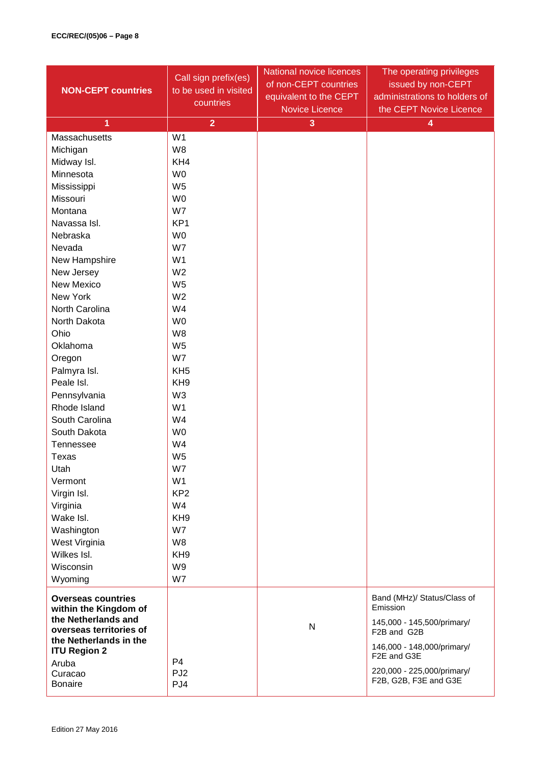| NON-CEPT countries | Call sign prefix(es) to be used in visited countries | National novice licences of non-CEPT countries equivalent to the CEPT Novice Licence | The operating privileges issued by non-CEPT administrations to holders of the CEPT Novice Licence |
|---|---|---|---|
| 1 | 2 | 3 | 4 |
| Massachusetts | W1 | | |
| Michigan | W8 | | |
| Midway Isl. | KH4 | | |
| Minnesota | W0 | | |
| Mississippi | W5 | | |
| Missouri | W0 | | |
| Montana | W7 | | |
| Navassa Isl. | KP1 | | |
| Nebraska | W0 | | |
| Nevada | W7 | | |
| New Hampshire | W1 | | |
| New Jersey | W2 | | |
| New Mexico | W5 | | |
| New York | W2 | | |
| North Carolina | W4 | | |
| North Dakota | W0 | | |
| Ohio | W8 | | |
| Oklahoma | W5 | | |
| Oregon | W7 | | |
| Palmyra Isl. | KH5 | | |
| Peale Isl. | KH9 | | |
| Pennsylvania | W3 | | |
| Rhode Island | W1 | | |
| South Carolina | W4 | | |
| South Dakota | W0 | | |
| Tennessee | W4 | | |
| Texas | W5 | | |
| Utah | W7 | | |
| Vermont | W1 | | |
| Virgin Isl. | KP2 | | |
| Virginia | W4 | | |
| Wake Isl. | KH9 | | |
| Washington | W7 | | |
| West Virginia | W8 | | |
| Wilkes Isl. | KH9 | | |
| Wisconsin | W9 | | |
| Wyoming | W7 | | |
| **Overseas countries within the Kingdom of the Netherlands and overseas territories of the Netherlands in the ITU Region 2**<br>Aruba<br>Curacao<br>Bonaire | <br><br><br><br><br>P4<br>PJ2<br>PJ4 | N | Band (MHz)/ Status/Class of Emission<br>145,000 - 145,500/primary/ F2B and G2B<br>146,000 - 148,000/primary/ F2E and G3E<br>220,000 - 225,000/primary/ F2B, G2B, F3E and G3E |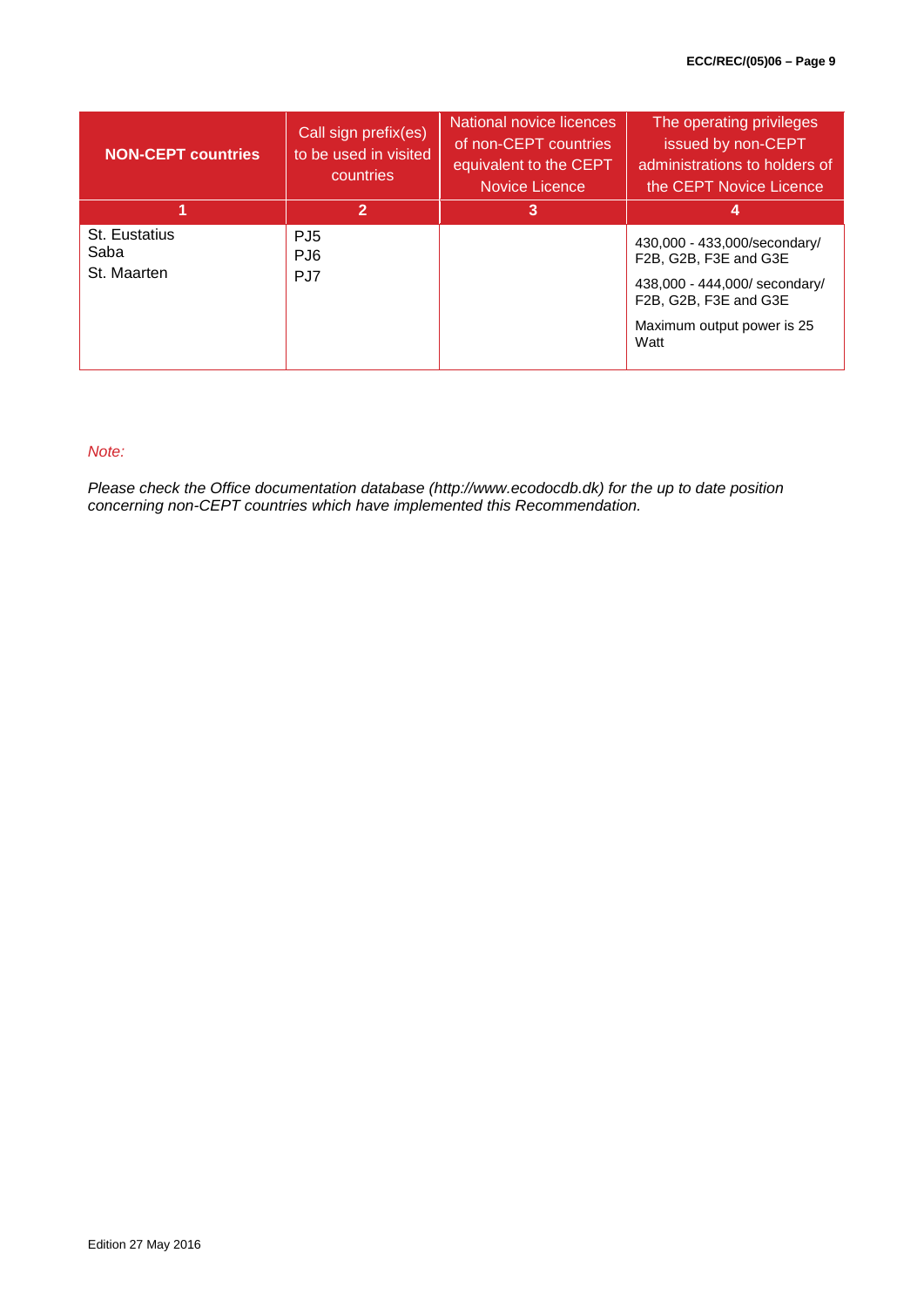| NON-CEPT countries | Call sign prefix(es) to be used in visited countries | National novice licences of non-CEPT countries equivalent to the CEPT Novice Licence | The operating privileges issued by non-CEPT administrations to holders of the CEPT Novice Licence |
|---|---|---|---|
| 1 | 2 | 3 | 4 |
| St. Eustatius<br>Saba<br>St. Maarten | PJ5<br>PJ6<br>PJ7 | | 430,000 - 433,000/secondary/ F2B, G2B, F3E and G3E<br>438,000 - 444,000/ secondary/ F2B, G2B, F3E and G3E<br>Maximum output power is 25 Watt |

*Note:*

*Please check the Office documentation database (http://www.ecodocdb.dk) for the up to date position concerning non-CEPT countries which have implemented this Recommendation.*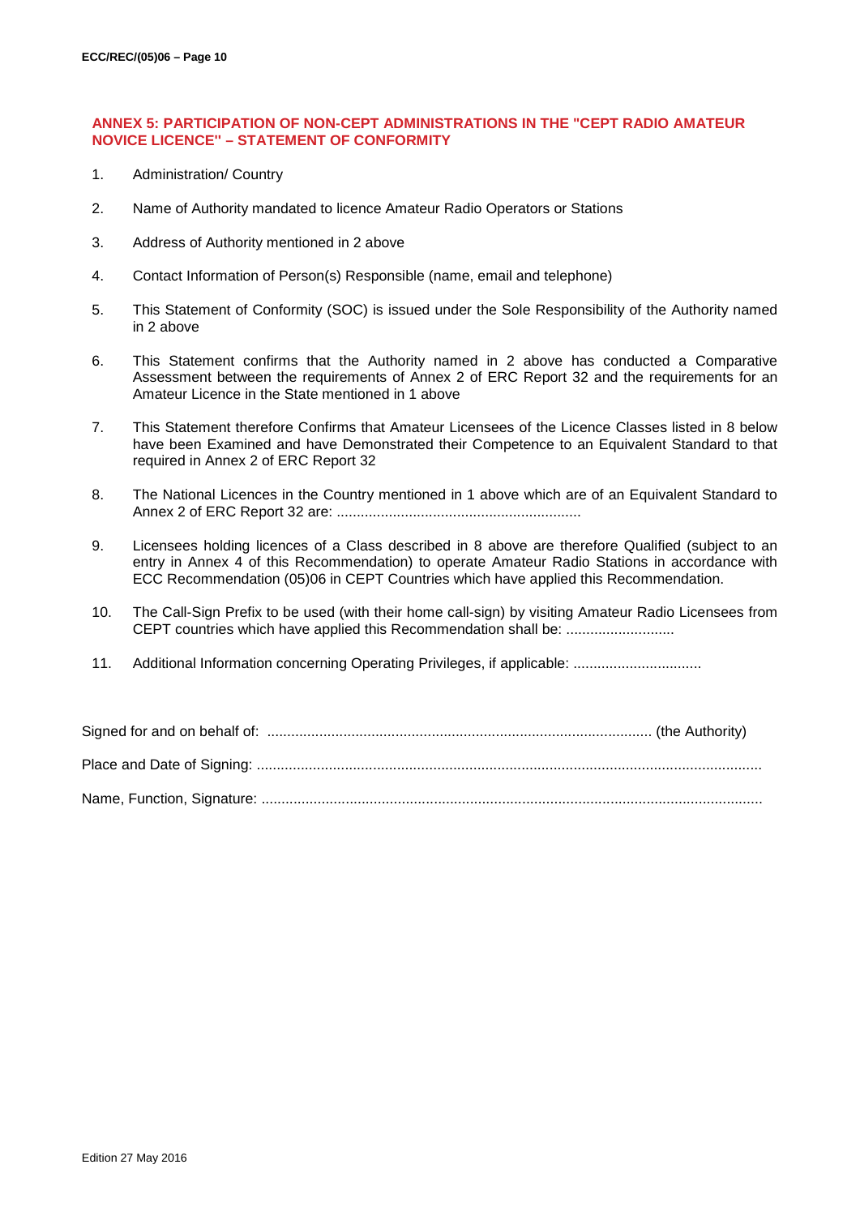## ANNEX 5: PARTICIPATION OF NON-CEPT ADMINISTRATIONS IN THE "CEPT RADIO AMATEUR NOVICE LICENCE" – STATEMENT OF CONFORMITY

1. Administration/ Country

2. Name of Authority mandated to licence Amateur Radio Operators or Stations

3. Address of Authority mentioned in 2 above

4. Contact Information of Person(s) Responsible (name, email and telephone)

5. This Statement of Conformity (SOC) is issued under the Sole Responsibility of the Authority named in 2 above

6. This Statement confirms that the Authority named in 2 above has conducted a Comparative Assessment between the requirements of Annex 2 of ERC Report 32 and the requirements for an Amateur Licence in the State mentioned in 1 above

7. This Statement therefore Confirms that Amateur Licensees of the Licence Classes listed in 8 below have been Examined and have Demonstrated their Competence to an Equivalent Standard to that required in Annex 2 of ERC Report 32

8. The National Licences in the Country mentioned in 1 above which are of an Equivalent Standard to Annex 2 of ERC Report 32 are: ............................................................

9. Licensees holding licences of a Class described in 8 above are therefore Qualified (subject to an entry in Annex 4 of this Recommendation) to operate Amateur Radio Stations in accordance with ECC Recommendation (05)06 in CEPT Countries which have applied this Recommendation.

10. The Call-Sign Prefix to be used (with their home call-sign) by visiting Amateur Radio Licensees from CEPT countries which have applied this Recommendation shall be: ...........................

11. Additional Information concerning Operating Privileges, if applicable: ................................

Signed for and on behalf of: ................................................................................................ (the Authority)

Place and Date of Signing: ..............................................................................................................................

Name, Function, Signature: .............................................................................................................................

Edition 27 May 2016